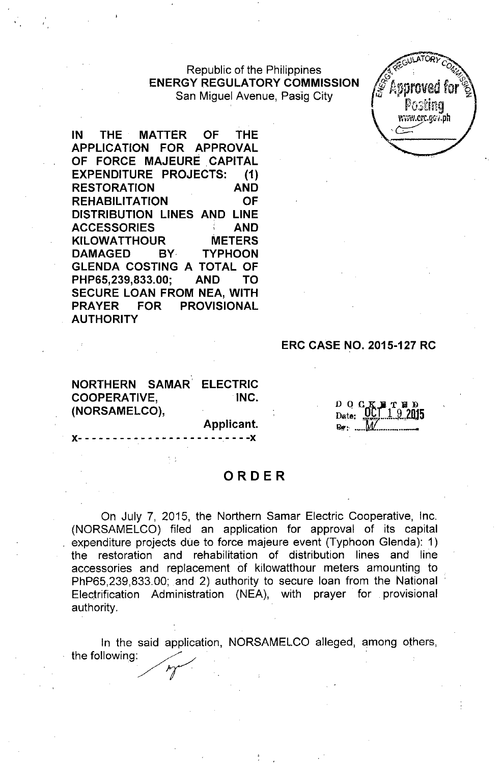Republic of the Philippines
**ENERGY REGULATORY COMMISSION**
San Miguel Avenue, Pasig City

**IN THE MATTER OF THE APPLICATION FOR APPROVAL OF FORCE MAJEURE CAPITAL EXPENDITURE PROJECTS: (1) RESTORATION AND REHABILITATION OF DISTRIBUTION LINES AND LINE ACCESSORIES AND KILOWATTHOUR METERS DAMAGED BY TYPHOON GLENDA COSTING A TOTAL OF PHP65,239,833.00; AND TO SECURE LOAN FROM NEA, WITH PRAYER FOR PROVISIONAL AUTHORITY**

**ERC CASE NO. 2015-127 RC**

**NORTHERN SAMAR ELECTRIC COOPERATIVE, INC. (NORSAMELCO),**
**Applicant.**
x- - - - - - - - - - - - - - - - - - - - - - - - -x

DOCKETED
Date: OCT 19 2015
By: M

# ORDER

On July 7, 2015, the Northern Samar Electric Cooperative, Inc. (NORSAMELCO) filed an application for approval of its capital expenditure projects due to force majeure event (Typhoon Glenda): 1) the restoration and rehabilitation of distribution lines and line accessories and replacement of kilowatthour meters amounting to PhP65,239,833.00; and 2) authority to secure loan from the National Electrification Administration (NEA), with prayer for provisional authority.

In the said application, NORSAMELCO alleged, among others, the following: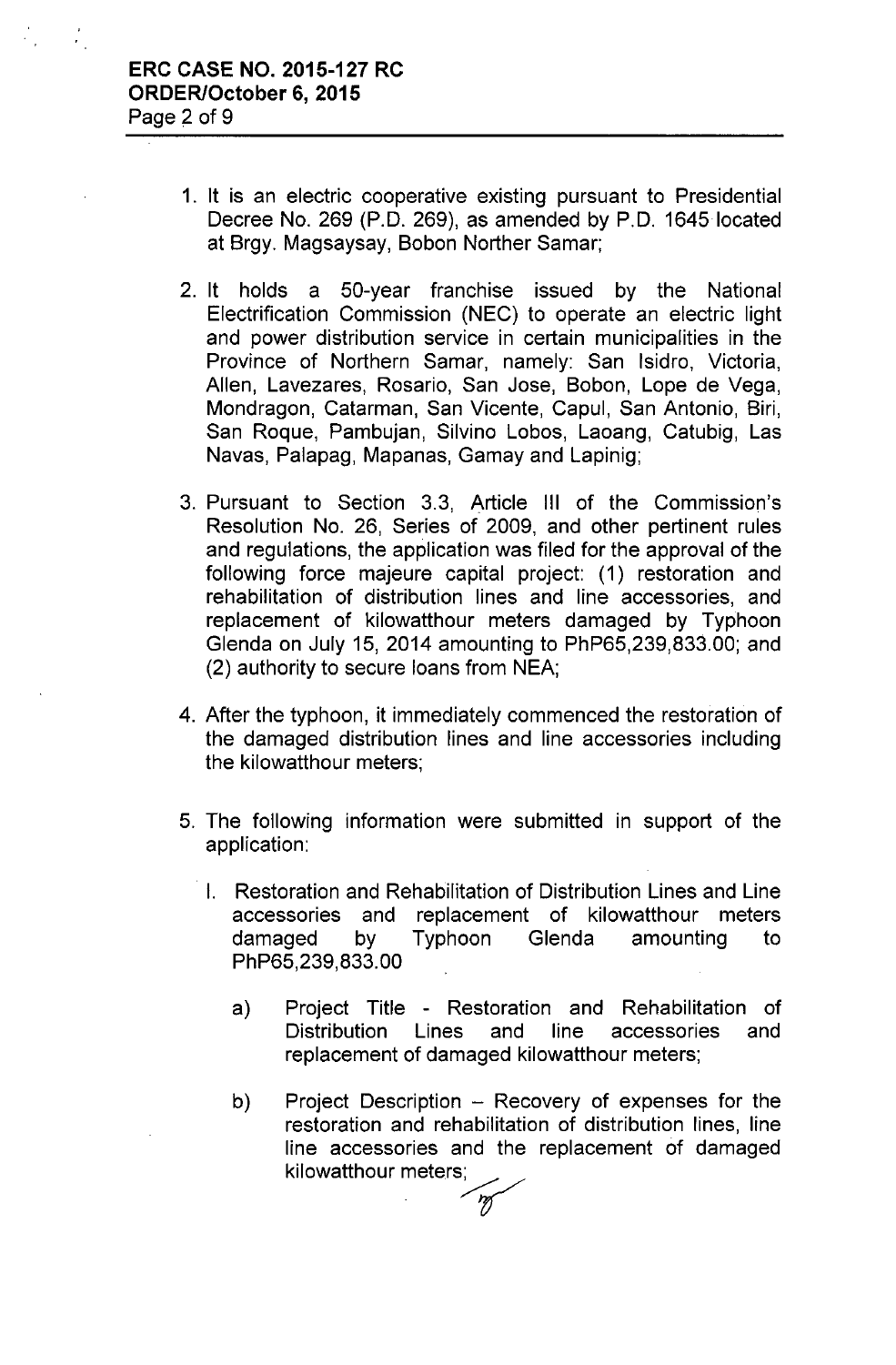1. It is an electric cooperative existing pursuant to Presidential Decree No. 269 (P.D. 269), as amended by P.D. 1645 located at Brgy. Magsaysay, Bobon Norther Samar;

2. It holds a 50-year franchise issued by the National Electrification Commission (NEC) to operate an electric light and power distribution service in certain municipalities in the Province of Northern Samar, namely: San Isidro, Victoria, Allen, Lavezares, Rosario, San Jose, Bobon, Lope de Vega, Mondragon, Catarman, San Vicente, Capul, San Antonio, Biri, San Roque, Pambujan, Silvino Lobos, Laoang, Catubig, Las Navas, Palapag, Mapanas, Gamay and Lapinig;

3. Pursuant to Section 3.3, Article III of the Commission's Resolution No. 26, Series of 2009, and other pertinent rules and regulations, the application was filed for the approval of the following force majeure capital project: (1) restoration and rehabilitation of distribution lines and line accessories, and replacement of kilowatthour meters damaged by Typhoon Glenda on July 15, 2014 amounting to PhP65,239,833.00; and (2) authority to secure loans from NEA;

4. After the typhoon, it immediately commenced the restoration of the damaged distribution lines and line accessories including the kilowatthour meters;

5. The following information were submitted in support of the application:

   I. Restoration and Rehabilitation of Distribution Lines and Line accessories and replacement of kilowatthour meters damaged by Typhoon Glenda amounting to PhP65,239,833.00

      a) Project Title - Restoration and Rehabilitation of Distribution Lines and line accessories and replacement of damaged kilowatthour meters;

      b) Project Description – Recovery of expenses for the restoration and rehabilitation of distribution lines, line line accessories and the replacement of damaged kilowatthour meters;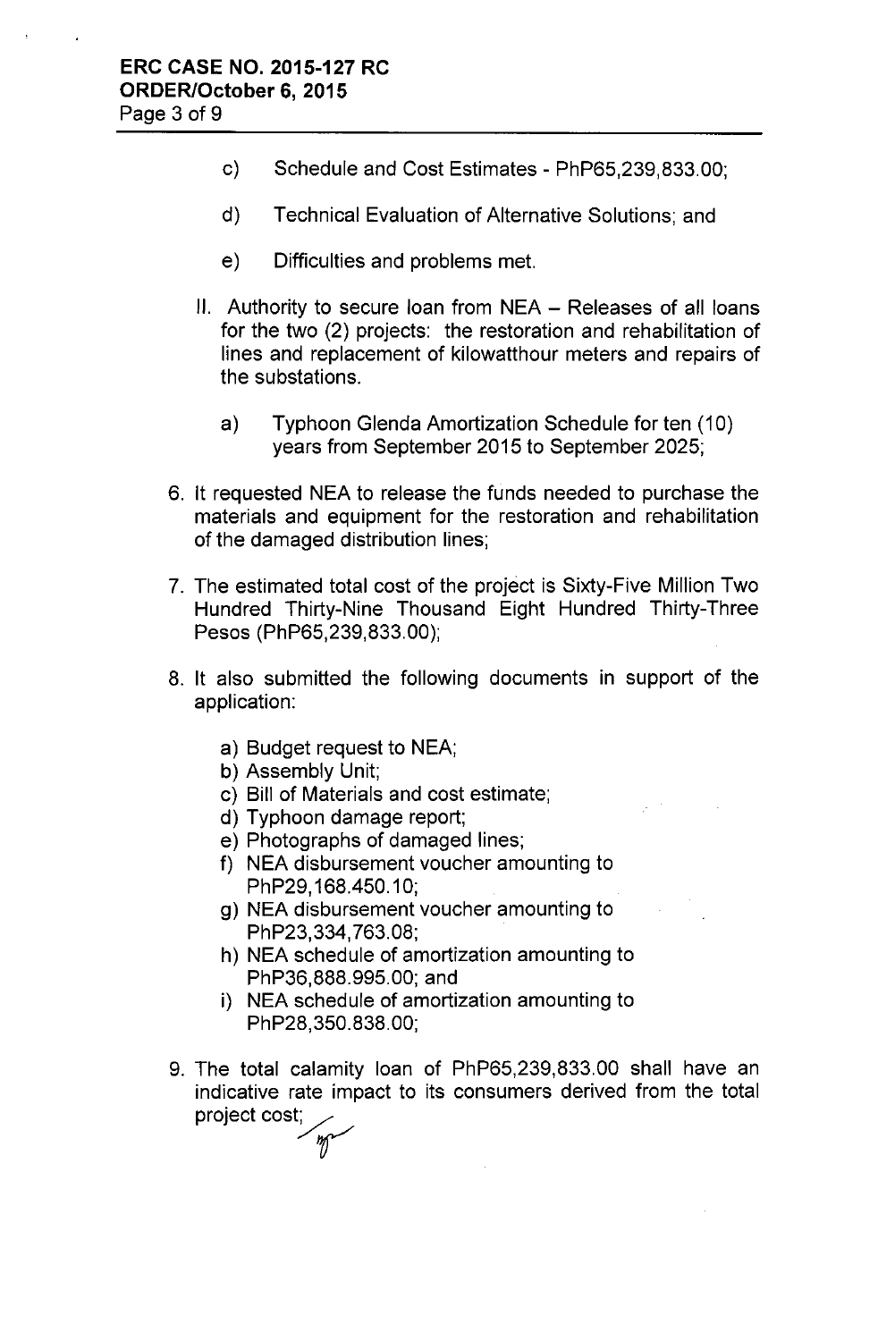c) Schedule and Cost Estimates - PhP65,239,833.00;

d) Technical Evaluation of Alternative Solutions; and

e) Difficulties and problems met.

II. Authority to secure loan from NEA – Releases of all loans for the two (2) projects: the restoration and rehabilitation of lines and replacement of kilowatthour meters and repairs of the substations.

a) Typhoon Glenda Amortization Schedule for ten (10) years from September 2015 to September 2025;

6. It requested NEA to release the funds needed to purchase the materials and equipment for the restoration and rehabilitation of the damaged distribution lines;

7. The estimated total cost of the project is Sixty-Five Million Two Hundred Thirty-Nine Thousand Eight Hundred Thirty-Three Pesos (PhP65,239,833.00);

8. It also submitted the following documents in support of the application:

   a) Budget request to NEA;
   b) Assembly Unit;
   c) Bill of Materials and cost estimate;
   d) Typhoon damage report;
   e) Photographs of damaged lines;
   f) NEA disbursement voucher amounting to PhP29,168.450.10;
   g) NEA disbursement voucher amounting to PhP23,334,763.08;
   h) NEA schedule of amortization amounting to PhP36,888.995.00; and
   i) NEA schedule of amortization amounting to PhP28,350.838.00;

9. The total calamity loan of PhP65,239,833.00 shall have an indicative rate impact to its consumers derived from the total project cost;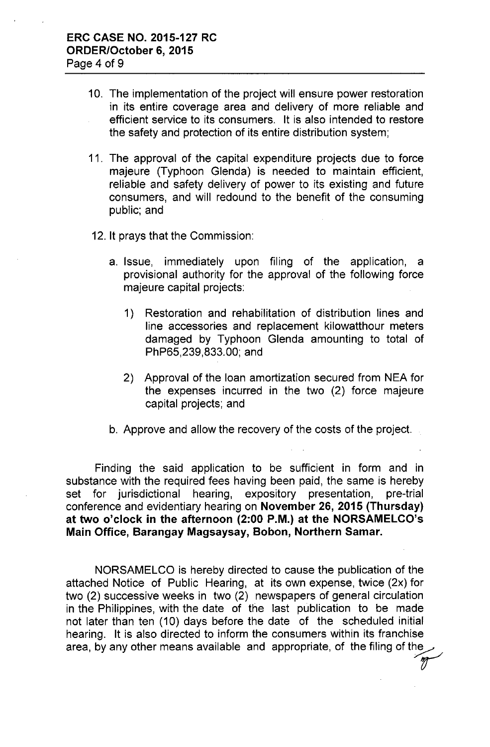10. The implementation of the project will ensure power restoration in its entire coverage area and delivery of more reliable and efficient service to its consumers. It is also intended to restore the safety and protection of its entire distribution system;

11. The approval of the capital expenditure projects due to force majeure (Typhoon Glenda) is needed to maintain efficient, reliable and safety delivery of power to its existing and future consumers, and will redound to the benefit of the consuming public; and

12. It prays that the Commission:

    a. Issue, immediately upon filing of the application, a provisional authority for the approval of the following force majeure capital projects:

        1) Restoration and rehabilitation of distribution lines and line accessories and replacement kilowatthour meters damaged by Typhoon Glenda amounting to total of PhP65,239,833.00; and

        2) Approval of the loan amortization secured from NEA for the expenses incurred in the two (2) force majeure capital projects; and

    b. Approve and allow the recovery of the costs of the project.

Finding the said application to be sufficient in form and in substance with the required fees having been paid, the same is hereby set for jurisdictional hearing, expository presentation, pre-trial conference and evidentiary hearing on **November 26, 2015 (Thursday) at two o'clock in the afternoon (2:00 P.M.) at the NORSAMELCO's Main Office, Barangay Magsaysay, Bobon, Northern Samar.**

NORSAMELCO is hereby directed to cause the publication of the attached Notice of Public Hearing, at its own expense, twice (2x) for two (2) successive weeks in two (2) newspapers of general circulation in the Philippines, with the date of the last publication to be made not later than ten (10) days before the date of the scheduled initial hearing. It is also directed to inform the consumers within its franchise area, by any other means available and appropriate, of the filing of the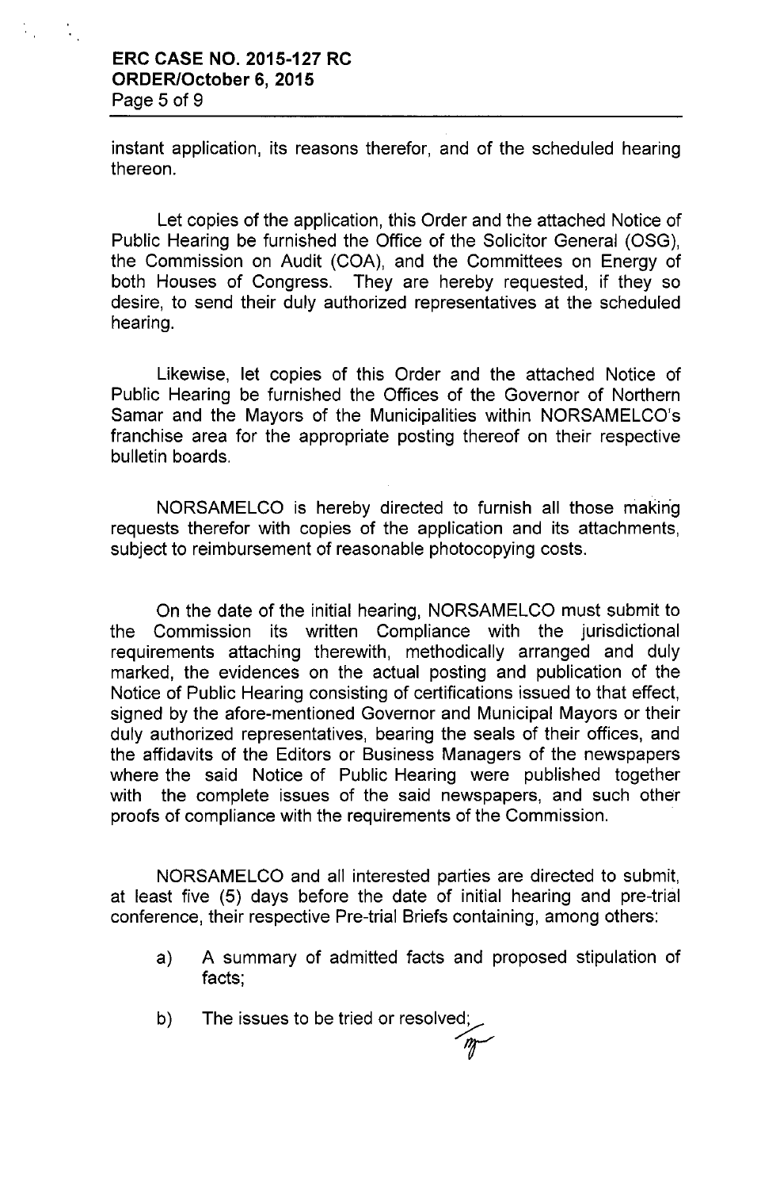instant application, its reasons therefor, and of the scheduled hearing thereon.

Let copies of the application, this Order and the attached Notice of Public Hearing be furnished the Office of the Solicitor General (OSG), the Commission on Audit (COA), and the Committees on Energy of both Houses of Congress. They are hereby requested, if they so desire, to send their duly authorized representatives at the scheduled hearing.

Likewise, let copies of this Order and the attached Notice of Public Hearing be furnished the Offices of the Governor of Northern Samar and the Mayors of the Municipalities within NORSAMELCO's franchise area for the appropriate posting thereof on their respective bulletin boards.

NORSAMELCO is hereby directed to furnish all those making requests therefor with copies of the application and its attachments, subject to reimbursement of reasonable photocopying costs.

On the date of the initial hearing, NORSAMELCO must submit to the Commission its written Compliance with the jurisdictional requirements attaching therewith, methodically arranged and duly marked, the evidences on the actual posting and publication of the Notice of Public Hearing consisting of certifications issued to that effect, signed by the afore-mentioned Governor and Municipal Mayors or their duly authorized representatives, bearing the seals of their offices, and the affidavits of the Editors or Business Managers of the newspapers where the said Notice of Public Hearing were published together with the complete issues of the said newspapers, and such other proofs of compliance with the requirements of the Commission.

NORSAMELCO and all interested parties are directed to submit, at least five (5) days before the date of initial hearing and pre-trial conference, their respective Pre-trial Briefs containing, among others:

a) A summary of admitted facts and proposed stipulation of facts;

b) The issues to be tried or resolved;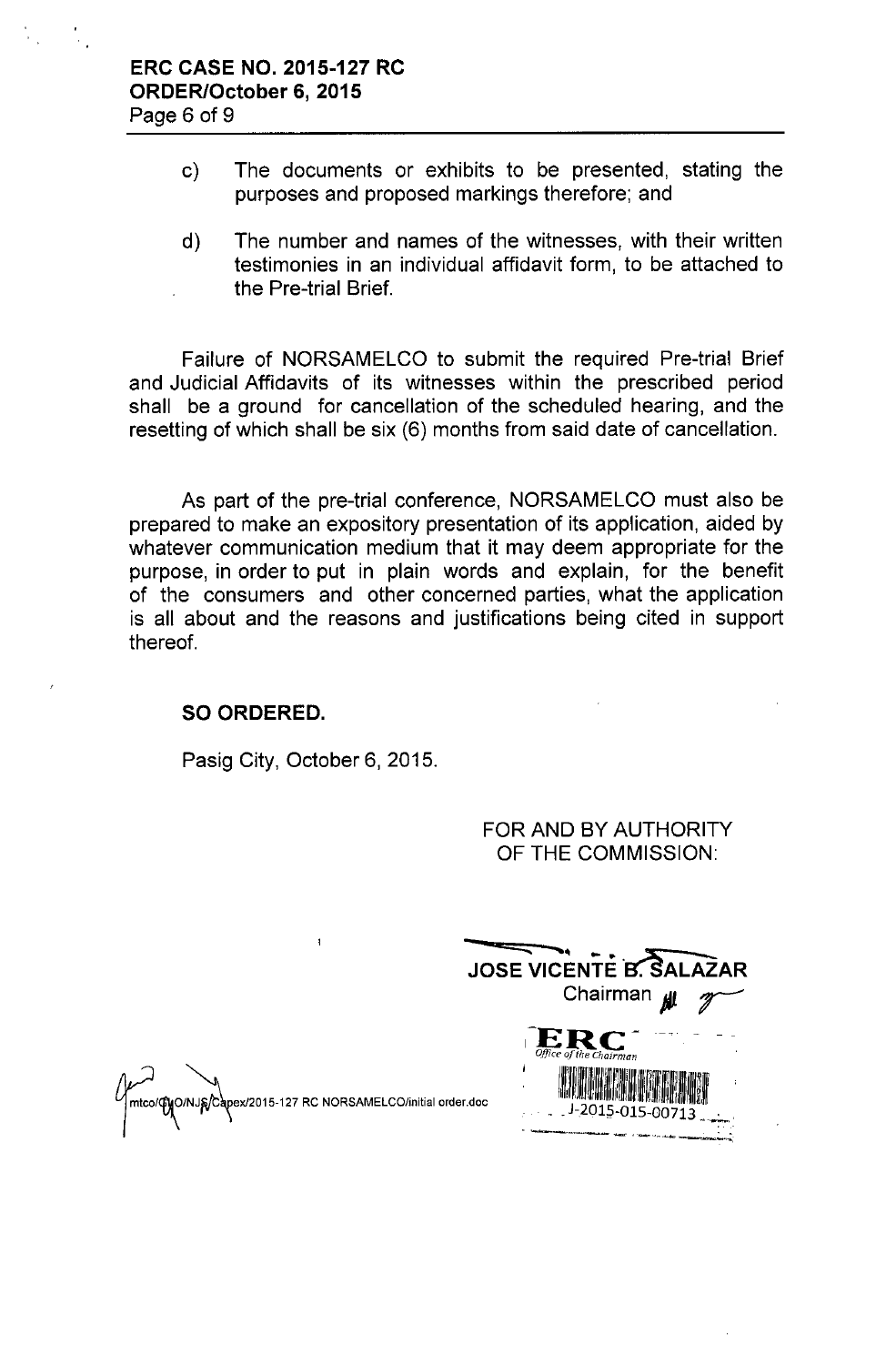c) The documents or exhibits to be presented, stating the purposes and proposed markings therefore; and

d) The number and names of the witnesses, with their written testimonies in an individual affidavit form, to be attached to the Pre-trial Brief.

Failure of NORSAMELCO to submit the required Pre-trial Brief and Judicial Affidavits of its witnesses within the prescribed period shall be a ground for cancellation of the scheduled hearing, and the resetting of which shall be six (6) months from said date of cancellation.

As part of the pre-trial conference, NORSAMELCO must also be prepared to make an expository presentation of its application, aided by whatever communication medium that it may deem appropriate for the purpose, in order to put in plain words and explain, for the benefit of the consumers and other concerned parties, what the application is all about and the reasons and justifications being cited in support thereof.

**SO ORDERED.**

Pasig City, October 6, 2015.

FOR AND BY AUTHORITY
OF THE COMMISSION:

**JOSE VICENTE B. SALAZAR**
Chairman

ERC
Office of the Chairman
J-2015-015-00713

mtco/CYO/NJS/Capex/2015-127 RC NORSAMELCO/initial order.doc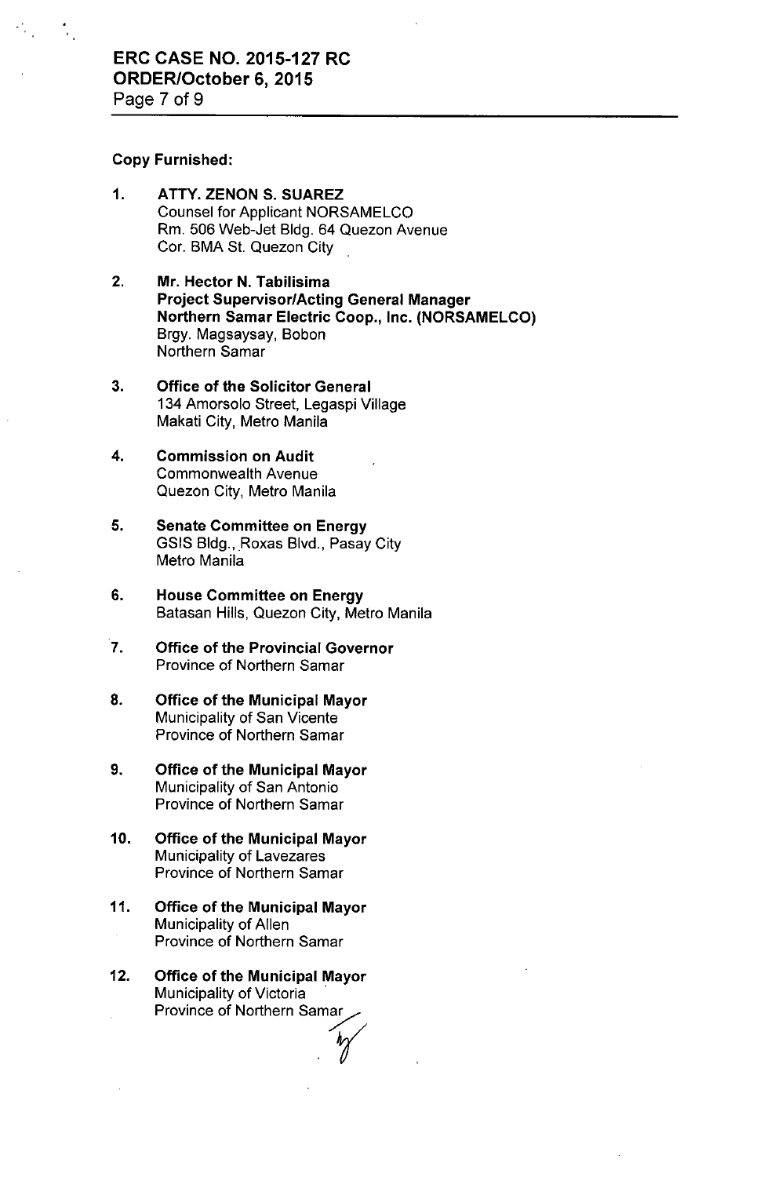**Copy Furnished:**

1. **ATTY. ZENON S. SUAREZ**
   Counsel for Applicant NORSAMELCO
   Rm. 506 Web-Jet Bldg. 64 Quezon Avenue
   Cor. BMA St. Quezon City

2. **Mr. Hector N. Tabilisima**
   **Project Supervisor/Acting General Manager**
   **Northern Samar Electric Coop., Inc. (NORSAMELCO)**
   Brgy. Magsaysay, Bobon
   Northern Samar

3. **Office of the Solicitor General**
   134 Amorsolo Street, Legaspi Village
   Makati City, Metro Manila

4. **Commission on Audit**
   Commonwealth Avenue
   Quezon City, Metro Manila

5. **Senate Committee on Energy**
   GSIS Bldg., Roxas Blvd., Pasay City
   Metro Manila

6. **House Committee on Energy**
   Batasan Hills, Quezon City, Metro Manila

7. **Office of the Provincial Governor**
   Province of Northern Samar

8. **Office of the Municipal Mayor**
   Municipality of San Vicente
   Province of Northern Samar

9. **Office of the Municipal Mayor**
   Municipality of San Antonio
   Province of Northern Samar

10. **Office of the Municipal Mayor**
    Municipality of Lavezares
    Province of Northern Samar

11. **Office of the Municipal Mayor**
    Municipality of Allen
    Province of Northern Samar

12. **Office of the Municipal Mayor**
    Municipality of Victoria
    Province of Northern Samar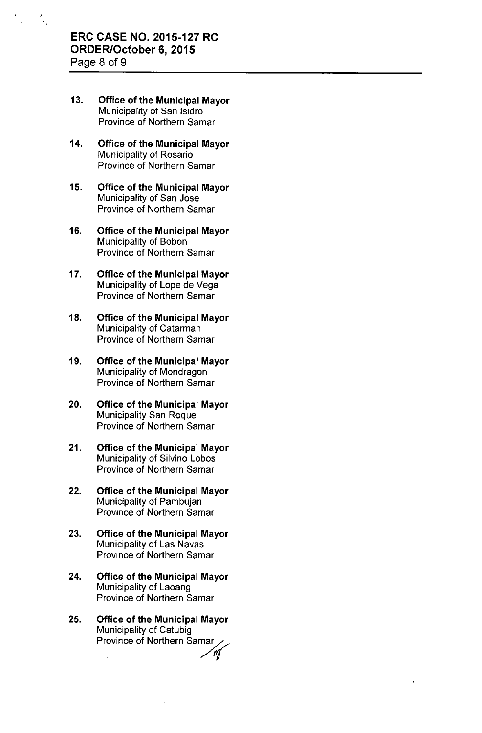13. **Office of the Municipal Mayor**
    Municipality of San Isidro
    Province of Northern Samar

14. **Office of the Municipal Mayor**
    Municipality of Rosario
    Province of Northern Samar

15. **Office of the Municipal Mayor**
    Municipality of San Jose
    Province of Northern Samar

16. **Office of the Municipal Mayor**
    Municipality of Bobon
    Province of Northern Samar

17. **Office of the Municipal Mayor**
    Municipality of Lope de Vega
    Province of Northern Samar

18. **Office of the Municipal Mayor**
    Municipality of Catarman
    Province of Northern Samar

19. **Office of the Municipal Mayor**
    Municipality of Mondragon
    Province of Northern Samar

20. **Office of the Municipal Mayor**
    Municipality San Roque
    Province of Northern Samar

21. **Office of the Municipal Mayor**
    Municipality of Silvino Lobos
    Province of Northern Samar

22. **Office of the Municipal Mayor**
    Municipality of Pambujan
    Province of Northern Samar

23. **Office of the Municipal Mayor**
    Municipality of Las Navas
    Province of Northern Samar

24. **Office of the Municipal Mayor**
    Municipality of Laoang
    Province of Northern Samar

25. **Office of the Municipal Mayor**
    Municipality of Catubig
    Province of Northern Samar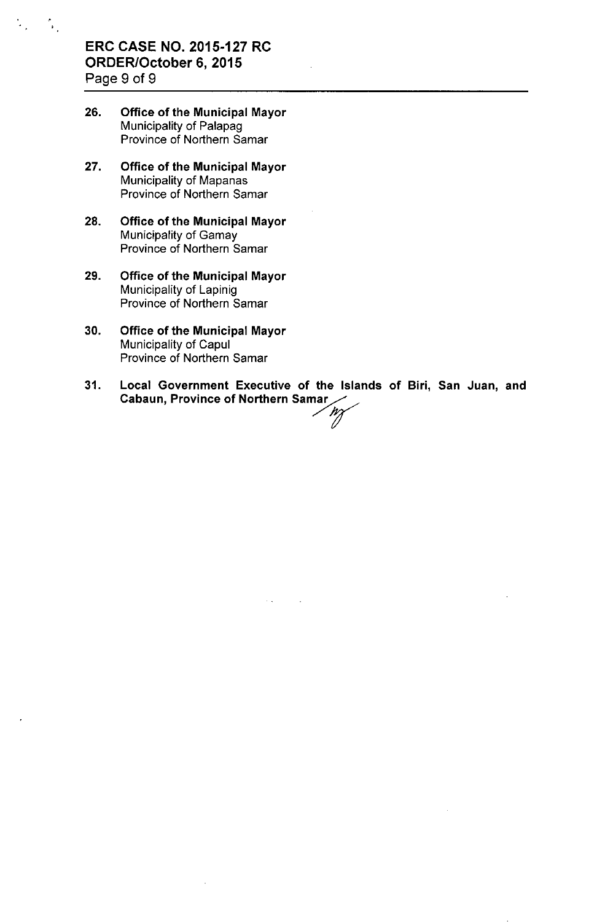26. **Office of the Municipal Mayor**
    Municipality of Palapag
    Province of Northern Samar

27. **Office of the Municipal Mayor**
    Municipality of Mapanas
    Province of Northern Samar

28. **Office of the Municipal Mayor**
    Municipality of Gamay
    Province of Northern Samar

29. **Office of the Municipal Mayor**
    Municipality of Lapinig
    Province of Northern Samar

30. **Office of the Municipal Mayor**
    Municipality of Capul
    Province of Northern Samar

31. **Local Government Executive of the Islands of Biri, San Juan, and Cabaun, Province of Northern Samar**